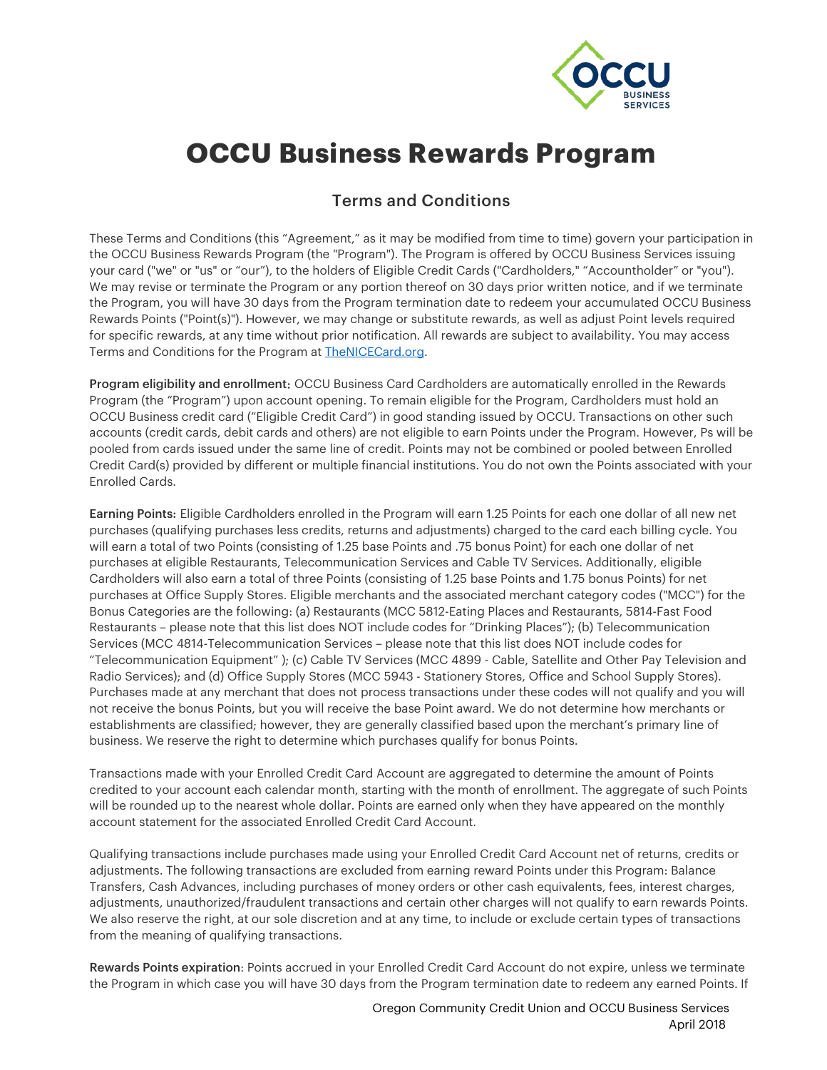# OCCU Business Rewards Program

## Terms and Conditions

These Terms and Conditions (this "Agreement," as it may be modified from time to time) govern your participation in the OCCU Business Rewards Program (the "Program"). The Program is offered by OCCU Business Services issuing your card ("we" or "us" or "our"), to the holders of Eligible Credit Cards ("Cardholders," "Accountholder" or "you"). We may revise or terminate the Program or any portion thereof on 30 days prior written notice, and if we terminate the Program, you will have 30 days from the Program termination date to redeem your accumulated OCCU Business Rewards Points ("Point(s)"). However, we may change or substitute rewards, as well as adjust Point levels required for specific rewards, at any time without prior notification. All rewards are subject to availability. You may access Terms and Conditions for the Program at [TheNICECard.org](TheNICECard.org).

**Program eligibility and enrollment:** OCCU Business Card Cardholders are automatically enrolled in the Rewards Program (the "Program") upon account opening. To remain eligible for the Program, Cardholders must hold an OCCU Business credit card ("Eligible Credit Card") in good standing issued by OCCU. Transactions on other such accounts (credit cards, debit cards and others) are not eligible to earn Points under the Program. However, Ps will be pooled from cards issued under the same line of credit. Points may not be combined or pooled between Enrolled Credit Card(s) provided by different or multiple financial institutions. You do not own the Points associated with your Enrolled Cards.

**Earning Points:** Eligible Cardholders enrolled in the Program will earn 1.25 Points for each one dollar of all new net purchases (qualifying purchases less credits, returns and adjustments) charged to the card each billing cycle. You will earn a total of two Points (consisting of 1.25 base Points and .75 bonus Point) for each one dollar of net purchases at eligible Restaurants, Telecommunication Services and Cable TV Services. Additionally, eligible Cardholders will also earn a total of three Points (consisting of 1.25 base Points and 1.75 bonus Points) for net purchases at Office Supply Stores. Eligible merchants and the associated merchant category codes ("MCC") for the Bonus Categories are the following: (a) Restaurants (MCC 5812-Eating Places and Restaurants, 5814-Fast Food Restaurants – please note that this list does NOT include codes for "Drinking Places"); (b) Telecommunication Services (MCC 4814-Telecommunication Services – please note that this list does NOT include codes for "Telecommunication Equipment" ); (c) Cable TV Services (MCC 4899 - Cable, Satellite and Other Pay Television and Radio Services); and (d) Office Supply Stores (MCC 5943 - Stationery Stores, Office and School Supply Stores). Purchases made at any merchant that does not process transactions under these codes will not qualify and you will not receive the bonus Points, but you will receive the base Point award. We do not determine how merchants or establishments are classified; however, they are generally classified based upon the merchant's primary line of business. We reserve the right to determine which purchases qualify for bonus Points.

Transactions made with your Enrolled Credit Card Account are aggregated to determine the amount of Points credited to your account each calendar month, starting with the month of enrollment. The aggregate of such Points will be rounded up to the nearest whole dollar. Points are earned only when they have appeared on the monthly account statement for the associated Enrolled Credit Card Account.

Qualifying transactions include purchases made using your Enrolled Credit Card Account net of returns, credits or adjustments. The following transactions are excluded from earning reward Points under this Program: Balance Transfers, Cash Advances, including purchases of money orders or other cash equivalents, fees, interest charges, adjustments, unauthorized/fraudulent transactions and certain other charges will not qualify to earn rewards Points. We also reserve the right, at our sole discretion and at any time, to include or exclude certain types of transactions from the meaning of qualifying transactions.

**Rewards Points expiration**: Points accrued in your Enrolled Credit Card Account do not expire, unless we terminate the Program in which case you will have 30 days from the Program termination date to redeem any earned Points. If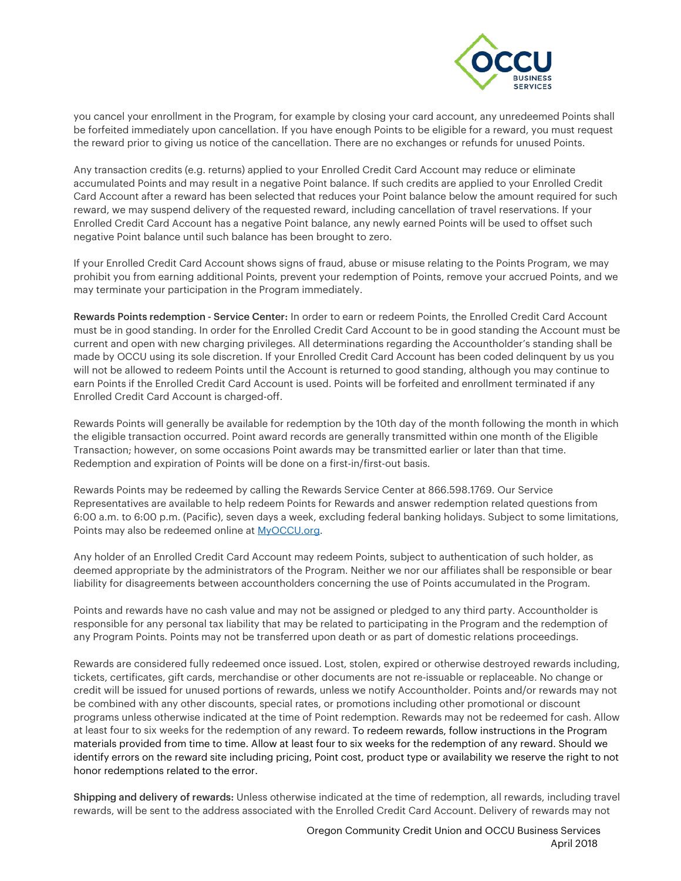you cancel your enrollment in the Program, for example by closing your card account, any unredeemed Points shall be forfeited immediately upon cancellation. If you have enough Points to be eligible for a reward, you must request the reward prior to giving us notice of the cancellation. There are no exchanges or refunds for unused Points.

Any transaction credits (e.g. returns) applied to your Enrolled Credit Card Account may reduce or eliminate accumulated Points and may result in a negative Point balance. If such credits are applied to your Enrolled Credit Card Account after a reward has been selected that reduces your Point balance below the amount required for such reward, we may suspend delivery of the requested reward, including cancellation of travel reservations. If your Enrolled Credit Card Account has a negative Point balance, any newly earned Points will be used to offset such negative Point balance until such balance has been brought to zero.

If your Enrolled Credit Card Account shows signs of fraud, abuse or misuse relating to the Points Program, we may prohibit you from earning additional Points, prevent your redemption of Points, remove your accrued Points, and we may terminate your participation in the Program immediately.

**Rewards Points redemption - Service Center:** In order to earn or redeem Points, the Enrolled Credit Card Account must be in good standing. In order for the Enrolled Credit Card Account to be in good standing the Account must be current and open with new charging privileges. All determinations regarding the Accountholder's standing shall be made by OCCU using its sole discretion. If your Enrolled Credit Card Account has been coded delinquent by us you will not be allowed to redeem Points until the Account is returned to good standing, although you may continue to earn Points if the Enrolled Credit Card Account is used. Points will be forfeited and enrollment terminated if any Enrolled Credit Card Account is charged-off.

Rewards Points will generally be available for redemption by the 10th day of the month following the month in which the eligible transaction occurred. Point award records are generally transmitted within one month of the Eligible Transaction; however, on some occasions Point awards may be transmitted earlier or later than that time. Redemption and expiration of Points will be done on a first-in/first-out basis.

Rewards Points may be redeemed by calling the Rewards Service Center at 866.598.1769. Our Service Representatives are available to help redeem Points for Rewards and answer redemption related questions from 6:00 a.m. to 6:00 p.m. (Pacific), seven days a week, excluding federal banking holidays. Subject to some limitations, Points may also be redeemed online at MyOCCU.org.

Any holder of an Enrolled Credit Card Account may redeem Points, subject to authentication of such holder, as deemed appropriate by the administrators of the Program. Neither we nor our affiliates shall be responsible or bear liability for disagreements between accountholders concerning the use of Points accumulated in the Program.

Points and rewards have no cash value and may not be assigned or pledged to any third party. Accountholder is responsible for any personal tax liability that may be related to participating in the Program and the redemption of any Program Points. Points may not be transferred upon death or as part of domestic relations proceedings.

Rewards are considered fully redeemed once issued. Lost, stolen, expired or otherwise destroyed rewards including, tickets, certificates, gift cards, merchandise or other documents are not re-issuable or replaceable. No change or credit will be issued for unused portions of rewards, unless we notify Accountholder. Points and/or rewards may not be combined with any other discounts, special rates, or promotions including other promotional or discount programs unless otherwise indicated at the time of Point redemption. Rewards may not be redeemed for cash. Allow at least four to six weeks for the redemption of any reward. To redeem rewards, follow instructions in the Program materials provided from time to time. Allow at least four to six weeks for the redemption of any reward. Should we identify errors on the reward site including pricing, Point cost, product type or availability we reserve the right to not honor redemptions related to the error.

**Shipping and delivery of rewards:** Unless otherwise indicated at the time of redemption, all rewards, including travel rewards, will be sent to the address associated with the Enrolled Credit Card Account. Delivery of rewards may not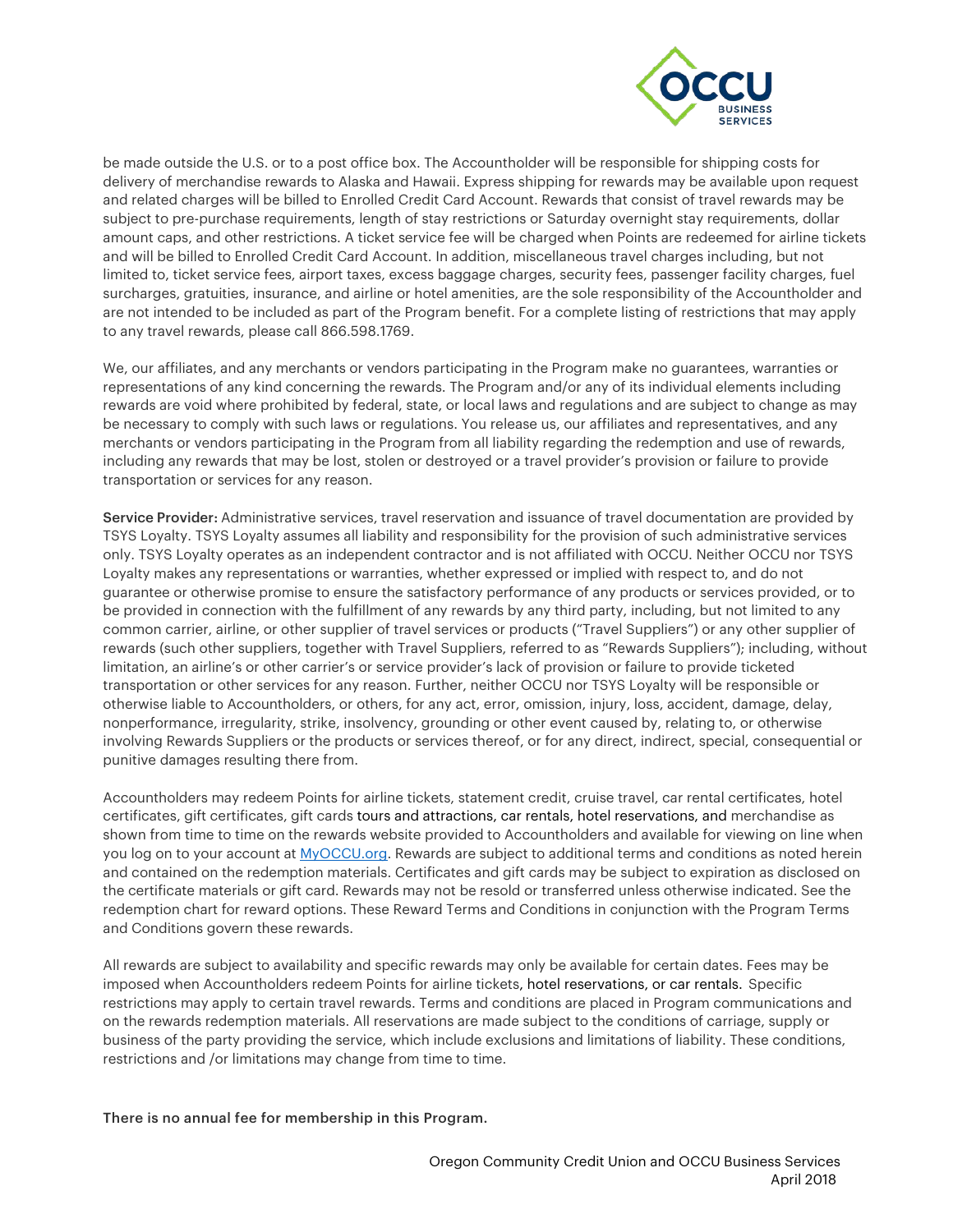be made outside the U.S. or to a post office box. The Accountholder will be responsible for shipping costs for delivery of merchandise rewards to Alaska and Hawaii. Express shipping for rewards may be available upon request and related charges will be billed to Enrolled Credit Card Account. Rewards that consist of travel rewards may be subject to pre-purchase requirements, length of stay restrictions or Saturday overnight stay requirements, dollar amount caps, and other restrictions. A ticket service fee will be charged when Points are redeemed for airline tickets and will be billed to Enrolled Credit Card Account. In addition, miscellaneous travel charges including, but not limited to, ticket service fees, airport taxes, excess baggage charges, security fees, passenger facility charges, fuel surcharges, gratuities, insurance, and airline or hotel amenities, are the sole responsibility of the Accountholder and are not intended to be included as part of the Program benefit. For a complete listing of restrictions that may apply to any travel rewards, please call 866.598.1769.

We, our affiliates, and any merchants or vendors participating in the Program make no guarantees, warranties or representations of any kind concerning the rewards. The Program and/or any of its individual elements including rewards are void where prohibited by federal, state, or local laws and regulations and are subject to change as may be necessary to comply with such laws or regulations. You release us, our affiliates and representatives, and any merchants or vendors participating in the Program from all liability regarding the redemption and use of rewards, including any rewards that may be lost, stolen or destroyed or a travel provider's provision or failure to provide transportation or services for any reason.

**Service Provider:** Administrative services, travel reservation and issuance of travel documentation are provided by TSYS Loyalty. TSYS Loyalty assumes all liability and responsibility for the provision of such administrative services only. TSYS Loyalty operates as an independent contractor and is not affiliated with OCCU. Neither OCCU nor TSYS Loyalty makes any representations or warranties, whether expressed or implied with respect to, and do not guarantee or otherwise promise to ensure the satisfactory performance of any products or services provided, or to be provided in connection with the fulfillment of any rewards by any third party, including, but not limited to any common carrier, airline, or other supplier of travel services or products ("Travel Suppliers") or any other supplier of rewards (such other suppliers, together with Travel Suppliers, referred to as "Rewards Suppliers"); including, without limitation, an airline's or other carrier's or service provider's lack of provision or failure to provide ticketed transportation or other services for any reason. Further, neither OCCU nor TSYS Loyalty will be responsible or otherwise liable to Accountholders, or others, for any act, error, omission, injury, loss, accident, damage, delay, nonperformance, irregularity, strike, insolvency, grounding or other event caused by, relating to, or otherwise involving Rewards Suppliers or the products or services thereof, or for any direct, indirect, special, consequential or punitive damages resulting there from.

Accountholders may redeem Points for airline tickets, statement credit, cruise travel, car rental certificates, hotel certificates, gift certificates, gift cards tours and attractions, car rentals, hotel reservations, and merchandise as shown from time to time on the rewards website provided to Accountholders and available for viewing on line when you log on to your account at [MyOCCU.org](MyOCCU.org). Rewards are subject to additional terms and conditions as noted herein and contained on the redemption materials. Certificates and gift cards may be subject to expiration as disclosed on the certificate materials or gift card. Rewards may not be resold or transferred unless otherwise indicated. See the redemption chart for reward options. These Reward Terms and Conditions in conjunction with the Program Terms and Conditions govern these rewards.

All rewards are subject to availability and specific rewards may only be available for certain dates. Fees may be imposed when Accountholders redeem Points for airline tickets, hotel reservations, or car rentals. Specific restrictions may apply to certain travel rewards. Terms and conditions are placed in Program communications and on the rewards redemption materials. All reservations are made subject to the conditions of carriage, supply or business of the party providing the service, which include exclusions and limitations of liability. These conditions, restrictions and /or limitations may change from time to time.

There is no annual fee for membership in this Program.

Oregon Community Credit Union and OCCU Business Services
April 2018